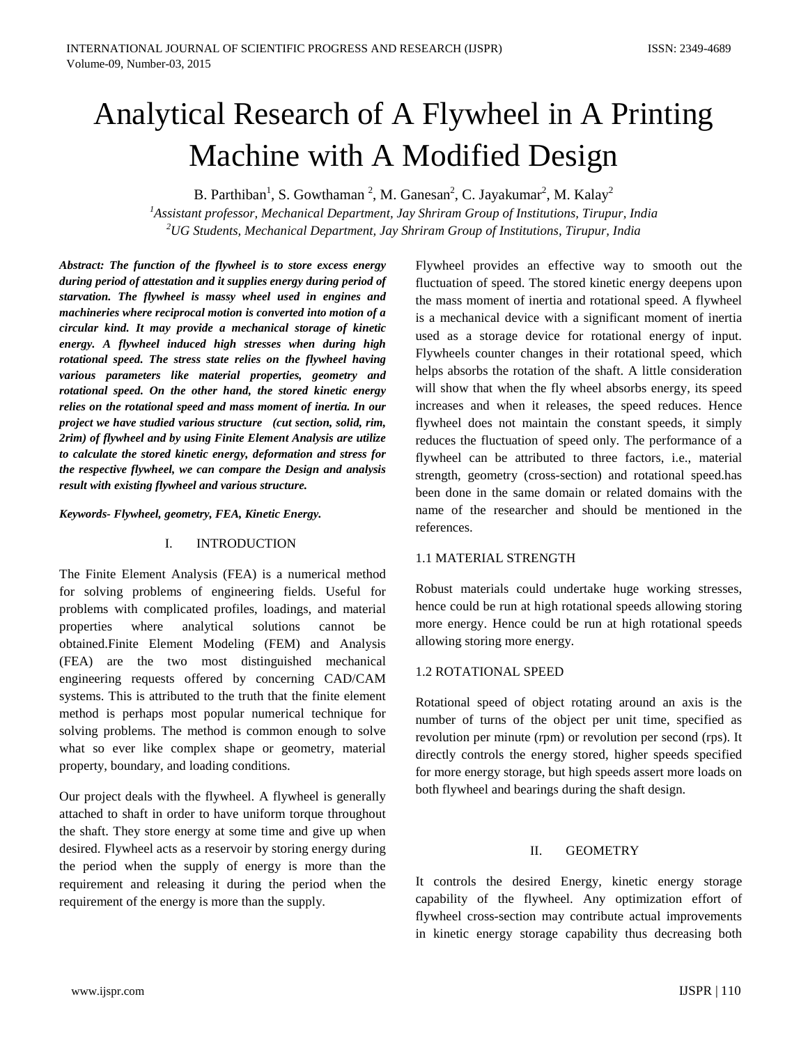# Analytical Research of A Flywheel in A Printing Machine with A Modified Design

B. Parthiban[1], S. Gowthaman [2], M. Ganesan[2], C. Jayakumar[2], M. Kalay[2]

[1]*Assistant professor, Mechanical Department, Jay Shriram Group of Institutions, Tirupur, India*

[2]*UG Students, Mechanical Department, Jay Shriram Group of Institutions, Tirupur, India*

***Abstract: The function of the flywheel is to store excess energy during period of attestation and it supplies energy during period of starvation. The flywheel is massy wheel used in engines and machineries where reciprocal motion is converted into motion of a circular kind. It may provide a mechanical storage of kinetic energy. A flywheel induced high stresses when during high rotational speed. The stress state relies on the flywheel having various parameters like material properties, geometry and rotational speed. On the other hand, the stored kinetic energy relies on the rotational speed and mass moment of inertia. In our project we have studied various structure (cut section, solid, rim, 2rim) of flywheel and by using Finite Element Analysis are utilize to calculate the stored kinetic energy, deformation and stress for the respective flywheel, we can compare the Design and analysis result with existing flywheel and various structure.***

***Keywords- Flywheel, geometry, FEA, Kinetic Energy.***

## I. INTRODUCTION

The Finite Element Analysis (FEA) is a numerical method for solving problems of engineering fields. Useful for problems with complicated profiles, loadings, and material properties where analytical solutions cannot be obtained.Finite Element Modeling (FEM) and Analysis (FEA) are the two most distinguished mechanical engineering requests offered by concerning CAD/CAM systems. This is attributed to the truth that the finite element method is perhaps most popular numerical technique for solving problems. The method is common enough to solve what so ever like complex shape or geometry, material property, boundary, and loading conditions.

Our project deals with the flywheel. A flywheel is generally attached to shaft in order to have uniform torque throughout the shaft. They store energy at some time and give up when desired. Flywheel acts as a reservoir by storing energy during the period when the supply of energy is more than the requirement and releasing it during the period when the requirement of the energy is more than the supply.

Flywheel provides an effective way to smooth out the fluctuation of speed. The stored kinetic energy deepens upon the mass moment of inertia and rotational speed. A flywheel is a mechanical device with a significant moment of inertia used as a storage device for rotational energy of input. Flywheels counter changes in their rotational speed, which helps absorbs the rotation of the shaft. A little consideration will show that when the fly wheel absorbs energy, its speed increases and when it releases, the speed reduces. Hence flywheel does not maintain the constant speeds, it simply reduces the fluctuation of speed only. The performance of a flywheel can be attributed to three factors, i.e., material strength, geometry (cross-section) and rotational speed.has been done in the same domain or related domains with the name of the researcher and should be mentioned in the references.

### 1.1 MATERIAL STRENGTH

Robust materials could undertake huge working stresses, hence could be run at high rotational speeds allowing storing more energy. Hence could be run at high rotational speeds allowing storing more energy.

### 1.2 ROTATIONAL SPEED

Rotational speed of object rotating around an axis is the number of turns of the object per unit time, specified as revolution per minute (rpm) or revolution per second (rps). It directly controls the energy stored, higher speeds specified for more energy storage, but high speeds assert more loads on both flywheel and bearings during the shaft design.

## II. GEOMETRY

It controls the desired Energy, kinetic energy storage capability of the flywheel. Any optimization effort of flywheel cross-section may contribute actual improvements in kinetic energy storage capability thus decreasing both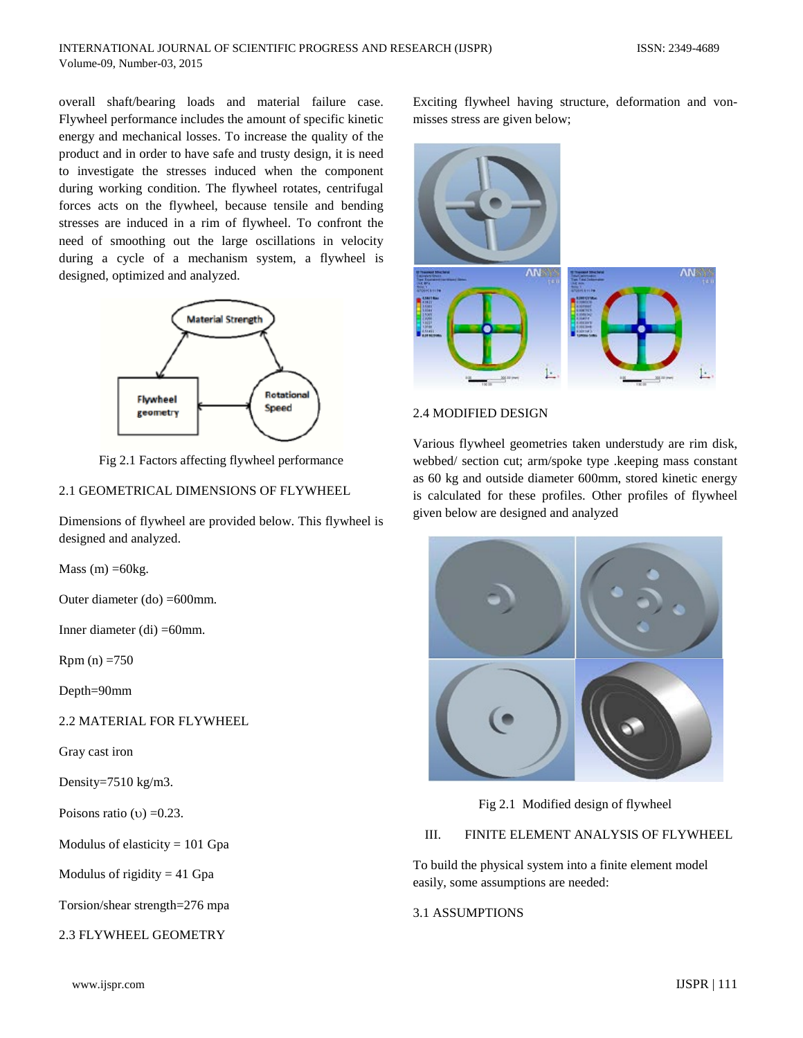overall shaft/bearing loads and material failure case. Flywheel performance includes the amount of specific kinetic energy and mechanical losses. To increase the quality of the product and in order to have safe and trusty design, it is need to investigate the stresses induced when the component during working condition. The flywheel rotates, centrifugal forces acts on the flywheel, because tensile and bending stresses are induced in a rim of flywheel. To confront the need of smoothing out the large oscillations in velocity during a cycle of a mechanism system, a flywheel is designed, optimized and analyzed.

Fig 2.1 Factors affecting flywheel performance

## 2.1 GEOMETRICAL DIMENSIONS OF FLYWHEEL

Dimensions of flywheel are provided below. This flywheel is designed and analyzed.

Mass (m) =60kg.

Outer diameter ($d_o$) =600mm.

Inner diameter ($d_i$) =60mm.

Rpm (n) =750

Depth=90mm

## 2.2 MATERIAL FOR FLYWHEEL

Gray cast iron

Density=7510 kg/m3.

Poisons ratio ($\upsilon$) =0.23.

Modulus of elasticity = 101 Gpa

Modulus of rigidity = 41 Gpa

Torsion/shear strength=276 mpa

## 2.3 FLYWHEEL GEOMETRY

Exciting flywheel having structure, deformation and von-misses stress are given below;

## 2.4 MODIFIED DESIGN

Various flywheel geometries taken understudy are rim disk, webbed/ section cut; arm/spoke type .keeping mass constant as 60 kg and outside diameter 600mm, stored kinetic energy is calculated for these profiles. Other profiles of flywheel given below are designed and analyzed

Fig 2.1 Modified design of flywheel

# III. FINITE ELEMENT ANALYSIS OF FLYWHEEL

To build the physical system into a finite element model easily, some assumptions are needed:

## 3.1 ASSUMPTIONS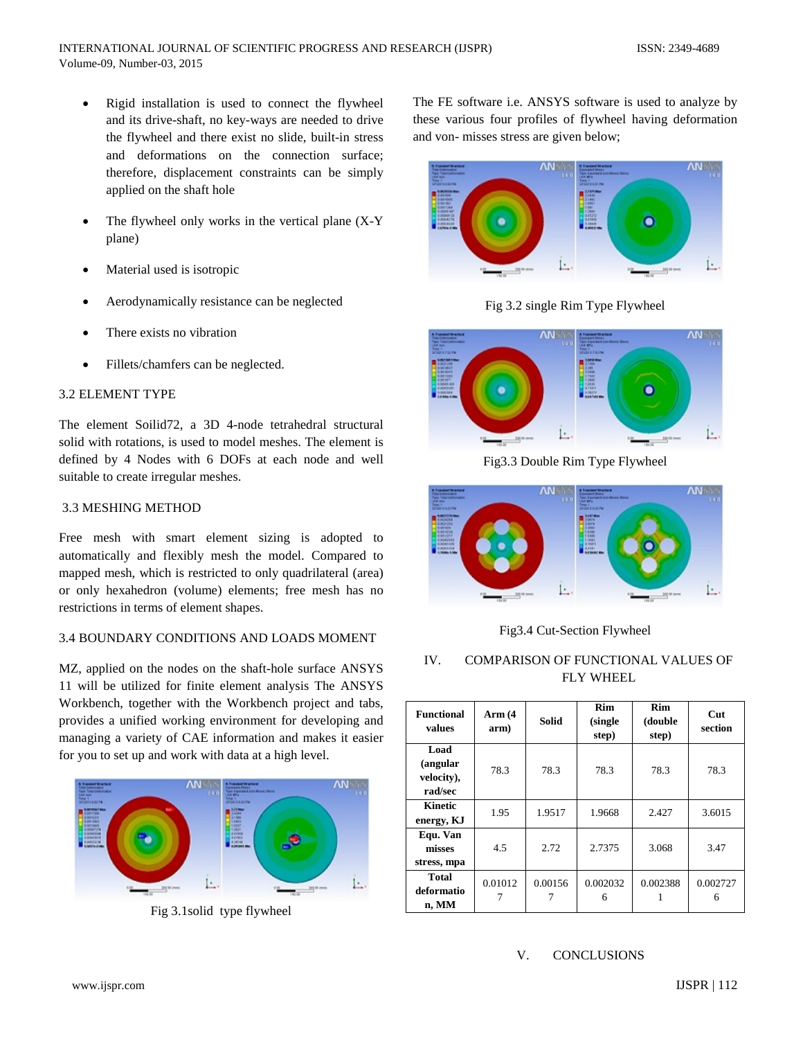- Rigid installation is used to connect the flywheel and its drive-shaft, no key-ways are needed to drive the flywheel and there exist no slide, built-in stress and deformations on the connection surface; therefore, displacement constraints can be simply applied on the shaft hole
- The flywheel only works in the vertical plane (X-Y plane)
- Material used is isotropic
- Aerodynamically resistance can be neglected
- There exists no vibration
- Fillets/chamfers can be neglected.

### 3.2 ELEMENT TYPE

The element Soilid72, a 3D 4-node tetrahedral structural solid with rotations, is used to model meshes. The element is defined by 4 Nodes with 6 DOFs at each node and well suitable to create irregular meshes.

### 3.3 MESHING METHOD

Free mesh with smart element sizing is adopted to automatically and flexibly mesh the model. Compared to mapped mesh, which is restricted to only quadrilateral (area) or only hexahedron (volume) elements; free mesh has no restrictions in terms of element shapes.

### 3.4 BOUNDARY CONDITIONS AND LOADS MOMENT

MZ, applied on the nodes on the shaft-hole surface ANSYS 11 will be utilized for finite element analysis The ANSYS Workbench, together with the Workbench project and tabs, provides a unified working environment for developing and managing a variety of CAE information and makes it easier for you to set up and work with data at a high level.

Fig 3.1solid type flywheel

The FE software i.e. ANSYS software is used to analyze by these various four profiles of flywheel having deformation and von- misses stress are given below;

Fig 3.2 single Rim Type Flywheel

Fig3.3 Double Rim Type Flywheel

Fig3.4 Cut-Section Flywheel

## IV. COMPARISON OF FUNCTIONAL VALUES OF FLY WHEEL

| Functional values | Arm (4 arm) | Solid | Rim (single step) | Rim (double step) | Cut section |
|---|---|---|---|---|---|
| Load (angular velocity), rad/sec | 78.3 | 78.3 | 78.3 | 78.3 | 78.3 |
| Kinetic energy, KJ | 1.95 | 1.9517 | 1.9668 | 2.427 | 3.6015 |
| Equ. Van misses stress, mpa | 4.5 | 2.72 | 2.7375 | 3.068 | 3.47 |
| Total deformation, MM | 0.010127 | 0.001567 | 0.0020326 | 0.0023881 | 0.0027276 |

## V. CONCLUSIONS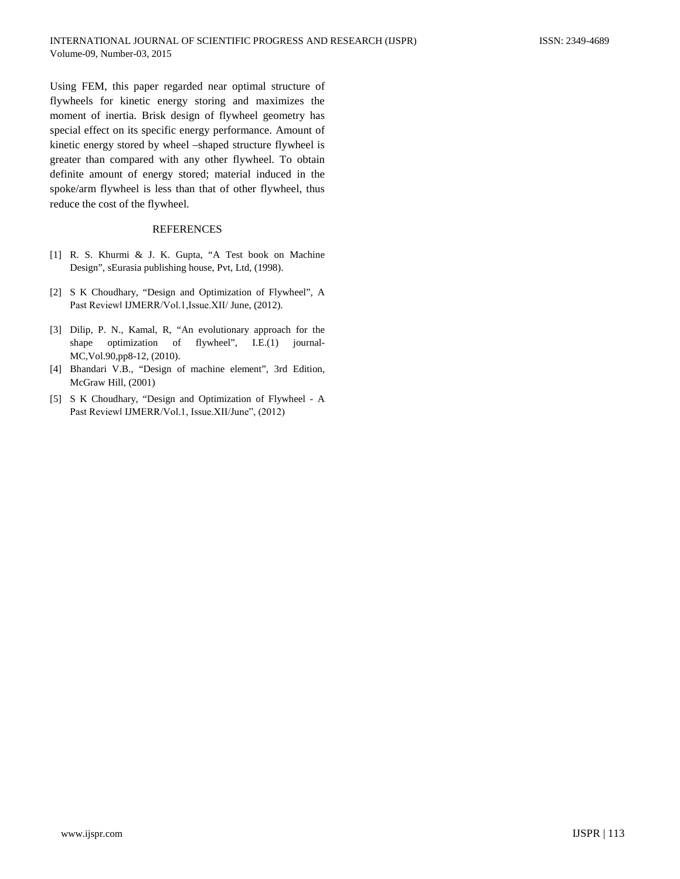Using FEM, this paper regarded near optimal structure of flywheels for kinetic energy storing and maximizes the moment of inertia. Brisk design of flywheel geometry has special effect on its specific energy performance. Amount of kinetic energy stored by wheel –shaped structure flywheel is greater than compared with any other flywheel. To obtain definite amount of energy stored; material induced in the spoke/arm flywheel is less than that of other flywheel, thus reduce the cost of the flywheel.

## REFERENCES

[1] R. S. Khurmi & J. K. Gupta, "A Test book on Machine Design", sEurasia publishing house, Pvt, Ltd, (1998).

[2] S K Choudhary, "Design and Optimization of Flywheel", A Past Review‖ IJMERR/Vol.1,Issue.XII/ June, (2012).

[3] Dilip, P. N., Kamal, R, "An evolutionary approach for the shape optimization of flywheel", I.E.(1) journal-MC,Vol.90,pp8-12, (2010).

[4] Bhandari V.B., "Design of machine element", 3rd Edition, McGraw Hill, (2001)

[5] S K Choudhary, "Design and Optimization of Flywheel - A Past Review‖ IJMERR/Vol.1, Issue.XII/June", (2012)